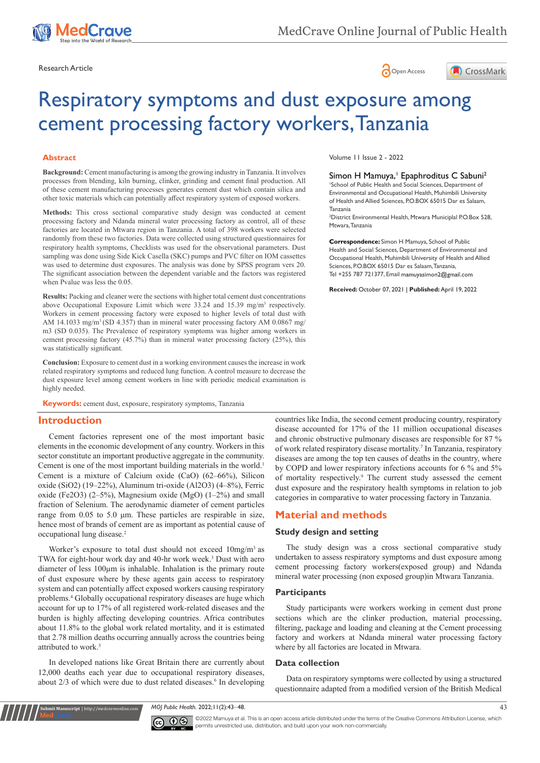Research Article

# Respiratory symptoms and dust exposure among cement processing factory workers, Tanzania

Volume 11 Issue 2 - 2022

Simon H Mamuya,[1] Epaphroditus C Sabuni[2]

[1]School of Public Health and Social Sciences, Department of Environmental and Occupational Health, Muhimbili University of Health and Allied Sciences, P.O.BOX 65015 Dar es Salaam, Tanzania

[2]District Environmental Health, Mtwara Municiplal P.O.Box 528, Mtwara, Tanzania

**Correspondence:** Simon H Mamuya, School of Public Health and Social Sciences, Department of Environmental and Occupational Health, Muhimbili University of Health and Allied Sciences, P.O.BOX 65015 Dar es Salaam, Tanzania, Tel +255 787 721377, Email mamuyasimon2@gmail.com

**Received:** October 07, 2021 | **Published:** April 19, 2022

## Abstract

**Background:** Cement manufacturing is among the growing industry in Tanzania. It involves processes from blending, kiln burning, clinker, grinding and cement final production. All of these cement manufacturing processes generates cement dust which contain silica and other toxic materials which can potentially affect respiratory system of exposed workers.

**Methods:** This cross sectional comparative study design was conducted at cement processing factory and Ndanda mineral water processing factory as control, all of these factories are located in Mtwara region in Tanzania. A total of 398 workers were selected randomly from these two factories. Data were collected using structured questionnaires for respiratory health symptoms, Checklists was used for the observational parameters. Dust sampling was done using Side Kick Casella (SKC) pumps and PVC filter on IOM cassettes was used to determine dust exposures. The analysis was done by SPSS program vers 20. The significant association between the dependent variable and the factors was registered when Pvalue was less the 0.05.

**Results:** Packing and cleaner were the sections with higher total cement dust concentrations above Occupational Exposure Limit which were 33.24 and 15.39 mg/m$^3$ respectively. Workers in cement processing factory were exposed to higher levels of total dust with AM 14.1033 mg/m$^3$ (SD 4.357) than in mineral water processing factory AM 0.0867 mg/m3 (SD 0.035). The Prevalence of respiratory symptoms was higher among workers in cement processing factory (45.7%) than in mineral water processing factory (25%), this was statistically significant.

**Conclusion:** Exposure to cement dust in a working environment causes the increase in work related respiratory symptoms and reduced lung function. A control measure to decrease the dust exposure level among cement workers in line with periodic medical examination is highly needed.

**Keywords:** cement dust, exposure, respiratory symptoms, Tanzania

## Introduction

Cement factories represent one of the most important basic elements in the economic development of any country. Workers in this sector constitute an important productive aggregate in the community. Cement is one of the most important building materials in the world.[1] Cement is a mixture of Calcium oxide (CaO) (62–66%), Silicon oxide ($SiO_2$) (19–22%), Aluminum tri-oxide ($Al_2O_3$) (4–8%), Ferric oxide ($Fe_2O_3$) (2–5%), Magnesium oxide (MgO) (1–2%) and small fraction of Selenium. The aerodynamic diameter of cement particles range from 0.05 to 5.0 µm. These particles are respirable in size, hence most of brands of cement are as important as potential cause of occupational lung disease.[2]

Worker's exposure to total dust should not exceed 10mg/m$^3$ as TWA for eight-hour work day and 40-hr work week.[3] Dust with aero diameter of less 100µm is inhalable. Inhalation is the primary route of dust exposure where by these agents gain access to respiratory system and can potentially affect exposed workers causing respiratory problems.[4] Globally occupational respiratory diseases are huge which account for up to 17% of all registered work-related diseases and the burden is highly affecting developing countries. Africa contributes about 11.8% to the global work related mortality, and it is estimated that 2.78 million deaths occurring annually across the countries being attributed to work.[5]

In developed nations like Great Britain there are currently about 12,000 deaths each year due to occupational respiratory diseases, about 2/3 of which were due to dust related diseases.[6] In developing countries like India, the second cement producing country, respiratory disease accounted for 17% of the 11 million occupational diseases and chronic obstructive pulmonary diseases are responsible for 87 % of work related respiratory disease mortality.[7] In Tanzania, respiratory diseases are among the top ten causes of deaths in the country, where by COPD and lower respiratory infections accounts for 6 % and 5% of mortality respectively.[9] The current study assessed the cement dust exposure and the respiratory health symptoms in relation to job categories in comparative to water processing factory in Tanzania.

## Material and methods

### Study design and setting

The study design was a cross sectional comparative study undertaken to assess respiratory symptoms and dust exposure among cement processing factory workers(exposed group) and Ndanda mineral water processing (non exposed group)in Mtwara Tanzania.

### Participants

Study participants were workers working in cement dust prone sections which are the clinker production, material processing, filtering, package and loading and cleaning at the Cement processing factory and workers at Ndanda mineral water processing factory where by all factories are located in Mtwara.

### Data collection

Data on respiratory symptoms were collected by using a structured questionnaire adapted from a modified version of the British Medical

©2022 Mamuya et al. This is an open access article distributed under the terms of the Creative Commons Attribution License, which permits unrestricted use, distribution, and build upon your work non-commercially.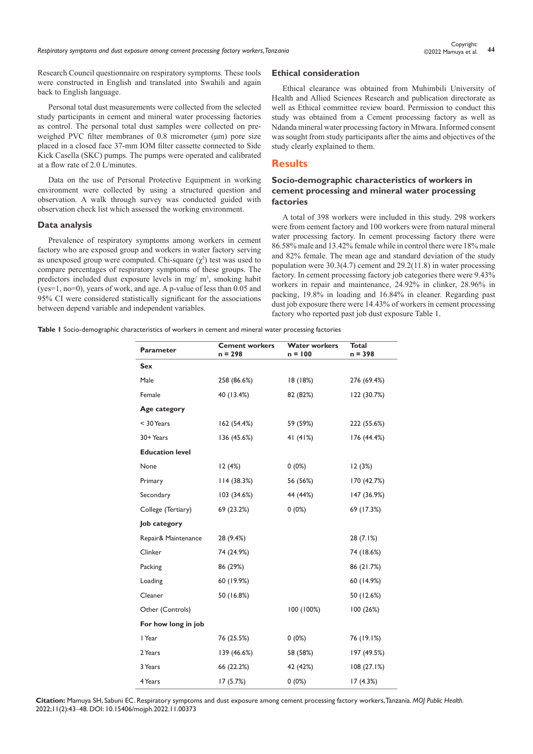Research Council questionnaire on respiratory symptoms. These tools were constructed in English and translated into Swahili and again back to English language.

Personal total dust measurements were collected from the selected study participants in cement and mineral water processing factories as control. The personal total dust samples were collected on pre-weighed PVC filter membranes of 0.8 micrometer (μm) pore size placed in a closed face 37-mm IOM filter cassette connected to Side Kick Casella (SKC) pumps. The pumps were operated and calibrated at a flow rate of 2.0 L/minutes.

Data on the use of Personal Protective Equipment in working environment were collected by using a structured question and observation. A walk through survey was conducted guided with observation check list which assessed the working environment.

### Data analysis

Prevalence of respiratory symptoms among workers in cement factory who are exposed group and workers in water factory serving as unexposed group were computed. Chi-square ($\chi^2$) test was used to compare percentages of respiratory symptoms of these groups. The predictors included dust exposure levels in mg/ m$^3$, smoking habit (yes=1, no=0), years of work, and age. A p-value of less than 0.05 and 95% CI were considered statistically significant for the associations between depend variable and independent variables.

### Ethical consideration

Ethical clearance was obtained from Muhimbili University of Health and Allied Sciences Research and publication directorate as well as Ethical committee review board. Permission to conduct this study was obtained from a Cement processing factory as well as Ndanda mineral water processing factory in Mtwara. Informed consent was sought from study participants after the aims and objectives of the study clearly explained to them.

## Results

### Socio-demographic characteristics of workers in cement processing and mineral water processing factories

A total of 398 workers were included in this study. 298 workers were from cement factory and 100 workers were from natural mineral water processing factory. In cement processing factory there were 86.58% male and 13.42% female while in control there were 18% male and 82% female. The mean age and standard deviation of the study population were 30.3(4.7) cement and 29.2(11.8) in water processing factory. In cement processing factory job categories there were 9.43% workers in repair and maintenance, 24.92% in clinker, 28.96% in packing, 19.8% in loading and 16.84% in cleaner. Regarding past dust job exposure there were 14.43% of workers in cement processing factory who reported past job dust exposure Table 1.

**Table 1** Socio-demographic characteristics of workers in cement and mineral water processing factories

| Parameter | Cement workers n = 298 | Water workers n = 100 | Total n = 398 |
|---|---|---|---|
| **Sex** | | | |
| Male | 258 (86.6%) | 18 (18%) | 276 (69.4%) |
| Female | 40 (13.4%) | 82 (82%) | 122 (30.7%) |
| **Age category** | | | |
| < 30 Years | 162 (54.4%) | 59 (59%) | 222 (55.6%) |
| 30+ Years | 136 (45.6%) | 41 (41%) | 176 (44.4%) |
| **Education level** | | | |
| None | 12 (4%) | 0 (0%) | 12 (3%) |
| Primary | 114 (38.3%) | 56 (56%) | 170 (42.7%) |
| Secondary | 103 (34.6%) | 44 (44%) | 147 (36.9%) |
| College (Tertiary) | 69 (23.2%) | 0 (0%) | 69 (17.3%) |
| **Job category** | | | |
| Repair& Maintenance | 28 (9.4%) | | 28 (7.1%) |
| Clinker | 74 (24.9%) | | 74 (18.6%) |
| Packing | 86 (29%) | | 86 (21.7%) |
| Loading | 60 (19.9%) | | 60 (14.9%) |
| Cleaner | 50 (16.8%) | | 50 (12.6%) |
| Other (Controls) | | 100 (100%) | 100 (26%) |
| **For how long in job** | | | |
| 1 Year | 76 (25.5%) | 0 (0%) | 76 (19.1%) |
| 2 Years | 139 (46.6%) | 58 (58%) | 197 (49.5%) |
| 3 Years | 66 (22.2%) | 42 (42%) | 108 (27.1%) |
| 4 Years | 17 (5.7%) | 0 (0%) | 17 (4.3%) |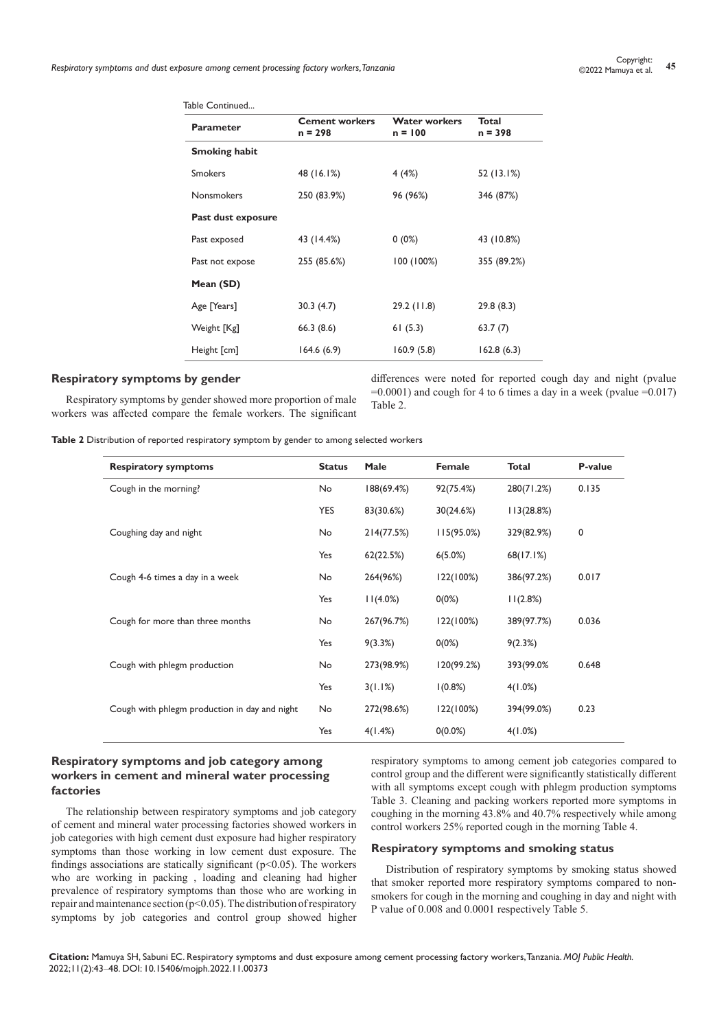Table Continued...

| Parameter | Cement workers n = 298 | Water workers n = 100 | Total n = 398 |
|---|---|---|---|
| **Smoking habit** | | | |
| Smokers | 48 (16.1%) | 4 (4%) | 52 (13.1%) |
| Nonsmokers | 250 (83.9%) | 96 (96%) | 346 (87%) |
| **Past dust exposure** | | | |
| Past exposed | 43 (14.4%) | 0 (0%) | 43 (10.8%) |
| Past not expose | 255 (85.6%) | 100 (100%) | 355 (89.2%) |
| **Mean (SD)** | | | |
| Age [Years] | 30.3 (4.7) | 29.2 (11.8) | 29.8 (8.3) |
| Weight [Kg] | 66.3 (8.6) | 61 (5.3) | 63.7 (7) |
| Height [cm] | 164.6 (6.9) | 160.9 (5.8) | 162.8 (6.3) |

## Respiratory symptoms by gender

Respiratory symptoms by gender showed more proportion of male workers was affected compare the female workers. The significant differences were noted for reported cough day and night (pvalue =0.0001) and cough for 4 to 6 times a day in a week (pvalue =0.017) Table 2.

**Table 2** Distribution of reported respiratory symptom by gender to among selected workers

| Respiratory symptoms | Status | Male | Female | Total | P-value |
|---|---|---|---|---|---|
| Cough in the morning? | No | 188(69.4%) | 92(75.4%) | 280(71.2%) | 0.135 |
| | YES | 83(30.6%) | 30(24.6%) | 113(28.8%) | |
| Coughing day and night | No | 214(77.5%) | 115(95.0%) | 329(82.9%) | 0 |
| | Yes | 62(22.5%) | 6(5.0%) | 68(17.1%) | |
| Cough 4-6 times a day in a week | No | 264(96%) | 122(100%) | 386(97.2%) | 0.017 |
| | Yes | 11(4.0%) | 0(0%) | 11(2.8%) | |
| Cough for more than three months | No | 267(96.7%) | 122(100%) | 389(97.7%) | 0.036 |
| | Yes | 9(3.3%) | 0(0%) | 9(2.3%) | |
| Cough with phlegm production | No | 273(98.9%) | 120(99.2%) | 393(99.0% | 0.648 |
| | Yes | 3(1.1%) | 1(0.8%) | 4(1.0%) | |
| Cough with phlegm production in day and night | No | 272(98.6%) | 122(100%) | 394(99.0%) | 0.23 |
| | Yes | 4(1.4%) | 0(0.0%) | 4(1.0%) | |

## Respiratory symptoms and job category among workers in cement and mineral water processing factories

The relationship between respiratory symptoms and job category of cement and mineral water processing factories showed workers in job categories with high cement dust exposure had higher respiratory symptoms than those working in low cement dust exposure. The findings associations are statically significant ($p<0.05$). The workers who are working in packing , loading and cleaning had higher prevalence of respiratory symptoms than those who are working in repair and maintenance section ($p<0.05$). The distribution of respiratory symptoms by job categories and control group showed higher respiratory symptoms to among cement job categories compared to control group and the different were significantly statistically different with all symptoms except cough with phlegm production symptoms Table 3. Cleaning and packing workers reported more symptoms in coughing in the morning 43.8% and 40.7% respectively while among control workers 25% reported cough in the morning Table 4.

## Respiratory symptoms and smoking status

Distribution of respiratory symptoms by smoking status showed that smoker reported more respiratory symptoms compared to non-smokers for cough in the morning and coughing in day and night with P value of 0.008 and 0.0001 respectively Table 5.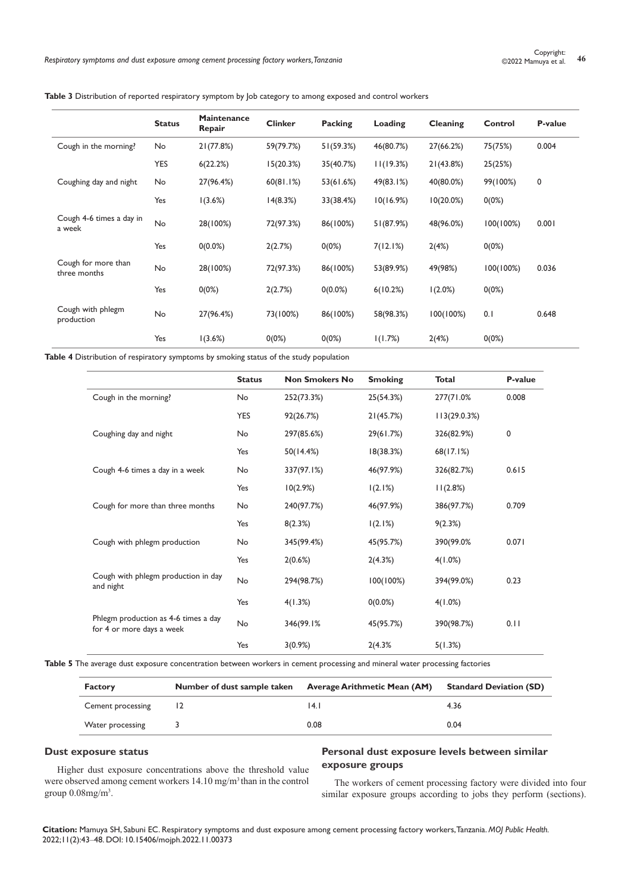**Table 3** Distribution of reported respiratory symptom by Job category to among exposed and control workers

| | Status | Maintenance Repair | Clinker | Packing | Loading | Cleaning | Control | P-value |
|---|---|---|---|---|---|---|---|---|
| Cough in the morning? | No | 21(77.8%) | 59(79.7%) | 51(59.3%) | 46(80.7%) | 27(66.2%) | 75(75%) | 0.004 |
| | YES | 6(22.2%) | 15(20.3%) | 35(40.7%) | 11(19.3%) | 21(43.8%) | 25(25%) | |
| Coughing day and night | No | 27(96.4%) | 60(81.1%) | 53(61.6%) | 49(83.1%) | 40(80.0%) | 99(100%) | 0 |
| | Yes | 1(3.6%) | 14(8.3%) | 33(38.4%) | 10(16.9%) | 10(20.0%) | 0(0%) | |
| Cough 4-6 times a day in a week | No | 28(100%) | 72(97.3%) | 86(100%) | 51(87.9%) | 48(96.0%) | 100(100%) | 0.001 |
| | Yes | 0(0.0%) | 2(2.7%) | 0(0%) | 7(12.1%) | 2(4%) | 0(0%) | |
| Cough for more than three months | No | 28(100%) | 72(97.3%) | 86(100%) | 53(89.9%) | 49(98%) | 100(100%) | 0.036 |
| | Yes | 0(0%) | 2(2.7%) | 0(0.0%) | 6(10.2%) | 1(2.0%) | 0(0%) | |
| Cough with phlegm production | No | 27(96.4%) | 73(100%) | 86(100%) | 58(98.3%) | 100(100%) | 0.1 | 0.648 |
| | Yes | 1(3.6%) | 0(0%) | 0(0%) | 1(1.7%) | 2(4%) | 0(0%) | |

**Table 4** Distribution of respiratory symptoms by smoking status of the study population

| | Status | Non Smokers No | Smoking | Total | P-value |
|---|---|---|---|---|---|
| Cough in the morning? | No | 252(73.3%) | 25(54.3%) | 277(71.0% | 0.008 |
| | YES | 92(26.7%) | 21(45.7%) | 113(29.0.3%) | |
| Coughing day and night | No | 297(85.6%) | 29(61.7%) | 326(82.9%) | 0 |
| | Yes | 50(14.4%) | 18(38.3%) | 68(17.1%) | |
| Cough 4-6 times a day in a week | No | 337(97.1%) | 46(97.9%) | 326(82.7%) | 0.615 |
| | Yes | 10(2.9%) | 1(2.1%) | 11(2.8%) | |
| Cough for more than three months | No | 240(97.7%) | 46(97.9%) | 386(97.7%) | 0.709 |
| | Yes | 8(2.3%) | 1(2.1%) | 9(2.3%) | |
| Cough with phlegm production | No | 345(99.4%) | 45(95.7%) | 390(99.0% | 0.071 |
| | Yes | 2(0.6%) | 2(4.3%) | 4(1.0%) | |
| Cough with phlegm production in day and night | No | 294(98.7%) | 100(100%) | 394(99.0%) | 0.23 |
| | Yes | 4(1.3%) | 0(0.0%) | 4(1.0%) | |
| Phlegm production as 4-6 times a day for 4 or more days a week | No | 346(99.1% | 45(95.7%) | 390(98.7%) | 0.11 |
| | Yes | 3(0.9%) | 2(4.3% | 5(1.3%) | |

**Table 5** The average dust exposure concentration between workers in cement processing and mineral water processing factories

| Factory | Number of dust sample taken | Average Arithmetic Mean (AM) | Standard Deviation (SD) |
|---|---|---|---|
| Cement processing | 12 | 14.1 | 4.36 |
| Water processing | 3 | 0.08 | 0.04 |

### Dust exposure status

Higher dust exposure concentrations above the threshold value were observed among cement workers 14.10 mg/m$^3$ than in the control group 0.08mg/m$^3$.

### Personal dust exposure levels between similar exposure groups

The workers of cement processing factory were divided into four similar exposure groups according to jobs they perform (sections).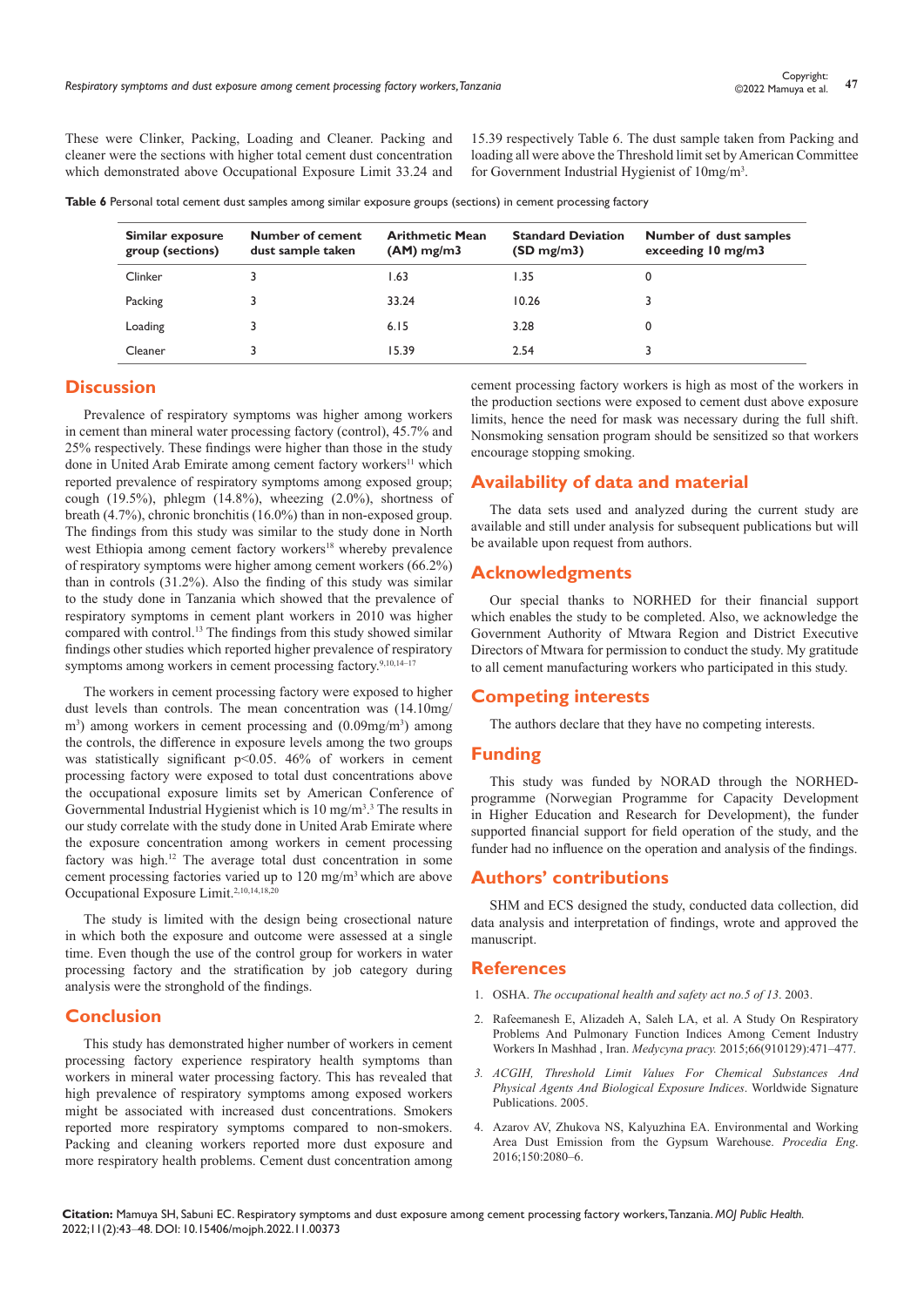These were Clinker, Packing, Loading and Cleaner. Packing and cleaner were the sections with higher total cement dust concentration which demonstrated above Occupational Exposure Limit 33.24 and 15.39 respectively Table 6. The dust sample taken from Packing and loading all were above the Threshold limit set by American Committee for Government Industrial Hygienist of 10mg/m$^3$.

**Table 6** Personal total cement dust samples among similar exposure groups (sections) in cement processing factory

| Similar exposure group (sections) | Number of cement dust sample taken | Arithmetic Mean (AM) mg/m3 | Standard Deviation (SD mg/m3) | Number of dust samples exceeding 10 mg/m3 |
|---|---|---|---|---|
| Clinker | 3 | 1.63 | 1.35 | 0 |
| Packing | 3 | 33.24 | 10.26 | 3 |
| Loading | 3 | 6.15 | 3.28 | 0 |
| Cleaner | 3 | 15.39 | 2.54 | 3 |

## Discussion

Prevalence of respiratory symptoms was higher among workers in cement than mineral water processing factory (control), 45.7% and 25% respectively. These findings were higher than those in the study done in United Arab Emirate among cement factory workers[11] which reported prevalence of respiratory symptoms among exposed group; cough (19.5%), phlegm (14.8%), wheezing (2.0%), shortness of breath (4.7%), chronic bronchitis (16.0%) than in non-exposed group. The findings from this study was similar to the study done in North west Ethiopia among cement factory workers[18] whereby prevalence of respiratory symptoms were higher among cement workers (66.2%) than in controls (31.2%). Also the finding of this study was similar to the study done in Tanzania which showed that the prevalence of respiratory symptoms in cement plant workers in 2010 was higher compared with control.[13] The findings from this study showed similar findings other studies which reported higher prevalence of respiratory symptoms among workers in cement processing factory.[9,10,14–17]

The workers in cement processing factory were exposed to higher dust levels than controls. The mean concentration was (14.10mg/m$^3$) among workers in cement processing and (0.09mg/m$^3$) among the controls, the difference in exposure levels among the two groups was statistically significant $p<0.05$. 46% of workers in cement processing factory were exposed to total dust concentrations above the occupational exposure limits set by American Conference of Governmental Industrial Hygienist which is 10 mg/m$^3$.[3] The results in our study correlate with the study done in United Arab Emirate where the exposure concentration among workers in cement processing factory was high.[12] The average total dust concentration in some cement processing factories varied up to 120 mg/m$^3$ which are above Occupational Exposure Limit.[2,10,14,18,20]

The study is limited with the design being crosectional nature in which both the exposure and outcome were assessed at a single time. Even though the use of the control group for workers in water processing factory and the stratification by job category during analysis were the stronghold of the findings.

## Conclusion

This study has demonstrated higher number of workers in cement processing factory experience respiratory health symptoms than workers in mineral water processing factory. This has revealed that high prevalence of respiratory symptoms among exposed workers might be associated with increased dust concentrations. Smokers reported more respiratory symptoms compared to non-smokers. Packing and cleaning workers reported more dust exposure and more respiratory health problems. Cement dust concentration among cement processing factory workers is high as most of the workers in the production sections were exposed to cement dust above exposure limits, hence the need for mask was necessary during the full shift. Nonsmoking sensation program should be sensitized so that workers encourage stopping smoking.

## Availability of data and material

The data sets used and analyzed during the current study are available and still under analysis for subsequent publications but will be available upon request from authors.

## Acknowledgments

Our special thanks to NORHED for their financial support which enables the study to be completed. Also, we acknowledge the Government Authority of Mtwara Region and District Executive Directors of Mtwara for permission to conduct the study. My gratitude to all cement manufacturing workers who participated in this study.

## Competing interests

The authors declare that they have no competing interests.

## Funding

This study was funded by NORAD through the NORHED-programme (Norwegian Programme for Capacity Development in Higher Education and Research for Development), the funder supported financial support for field operation of the study, and the funder had no influence on the operation and analysis of the findings.

## Authors' contributions

SHM and ECS designed the study, conducted data collection, did data analysis and interpretation of findings, wrote and approved the manuscript.

## References

1. OSHA. *The occupational health and safety act no.5 of 13*. 2003.
2. Rafeemanesh E, Alizadeh A, Saleh LA, et al. A Study On Respiratory Problems And Pulmonary Function Indices Among Cement Industry Workers In Mashhad , Iran. *Medycyna pracy.* 2015;66(910129):471–477.
3. *ACGIH, Threshold Limit Values For Chemical Substances And Physical Agents And Biological Exposure Indices*. Worldwide Signature Publications. 2005.
4. Azarov AV, Zhukova NS, Kalyuzhina EA. Environmental and Working Area Dust Emission from the Gypsum Warehouse. *Procedia Eng*. 2016;150:2080–6.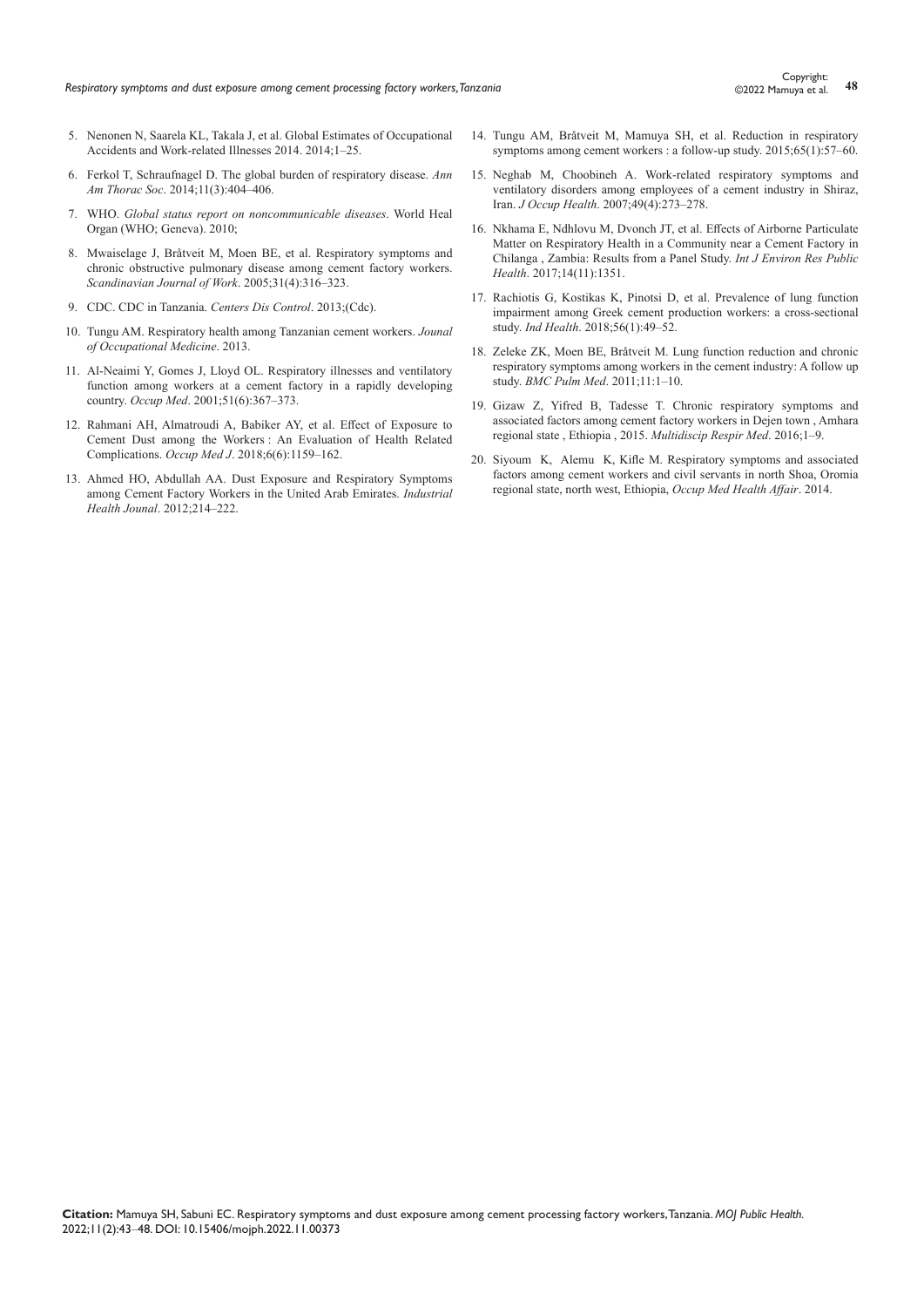5. Nenonen N, Saarela KL, Takala J, et al. Global Estimates of Occupational Accidents and Work-related Illnesses 2014. 2014;1–25.
6. Ferkol T, Schraufnagel D. The global burden of respiratory disease. *Ann Am Thorac Soc*. 2014;11(3):404–406.
7. WHO. *Global status report on noncommunicable diseases*. World Heal Organ (WHO; Geneva). 2010;
8. Mwaiselage J, Bråtveit M, Moen BE, et al. Respiratory symptoms and chronic obstructive pulmonary disease among cement factory workers. *Scandinavian Journal of Work*. 2005;31(4):316–323.
9. CDC. CDC in Tanzania. *Centers Dis Control*. 2013;(Cdc).
10. Tungu AM. Respiratory health among Tanzanian cement workers. *Jounal of Occupational Medicine*. 2013.
11. Al-Neaimi Y, Gomes J, Lloyd OL. Respiratory illnesses and ventilatory function among workers at a cement factory in a rapidly developing country. *Occup Med*. 2001;51(6):367–373.
12. Rahmani AH, Almatroudi A, Babiker AY, et al. Effect of Exposure to Cement Dust among the Workers : An Evaluation of Health Related Complications. *Occup Med J*. 2018;6(6):1159–162.
13. Ahmed HO, Abdullah AA. Dust Exposure and Respiratory Symptoms among Cement Factory Workers in the United Arab Emirates. *Industrial Health Jounal*. 2012;214–222.
14. Tungu AM, Bråtveit M, Mamuya SH, et al. Reduction in respiratory symptoms among cement workers : a follow-up study. 2015;65(1):57–60.
15. Neghab M, Choobineh A. Work-related respiratory symptoms and ventilatory disorders among employees of a cement industry in Shiraz, Iran. *J Occup Health*. 2007;49(4):273–278.
16. Nkhama E, Ndhlovu M, Dvonch JT, et al. Effects of Airborne Particulate Matter on Respiratory Health in a Community near a Cement Factory in Chilanga , Zambia: Results from a Panel Study. *Int J Environ Res Public Health*. 2017;14(11):1351.
17. Rachiotis G, Kostikas K, Pinotsi D, et al. Prevalence of lung function impairment among Greek cement production workers: a cross-sectional study. *Ind Health*. 2018;56(1):49–52.
18. Zeleke ZK, Moen BE, Bråtveit M. Lung function reduction and chronic respiratory symptoms among workers in the cement industry: A follow up study. *BMC Pulm Med*. 2011;11:1–10.
19. Gizaw Z, Yifred B, Tadesse T. Chronic respiratory symptoms and associated factors among cement factory workers in Dejen town , Amhara regional state , Ethiopia , 2015. *Multidiscip Respir Med*. 2016;1–9.
20. Siyoum K, Alemu K, Kifle M. Respiratory symptoms and associated factors among cement workers and civil servants in north Shoa, Oromia regional state, north west, Ethiopia, *Occup Med Health Affair*. 2014.